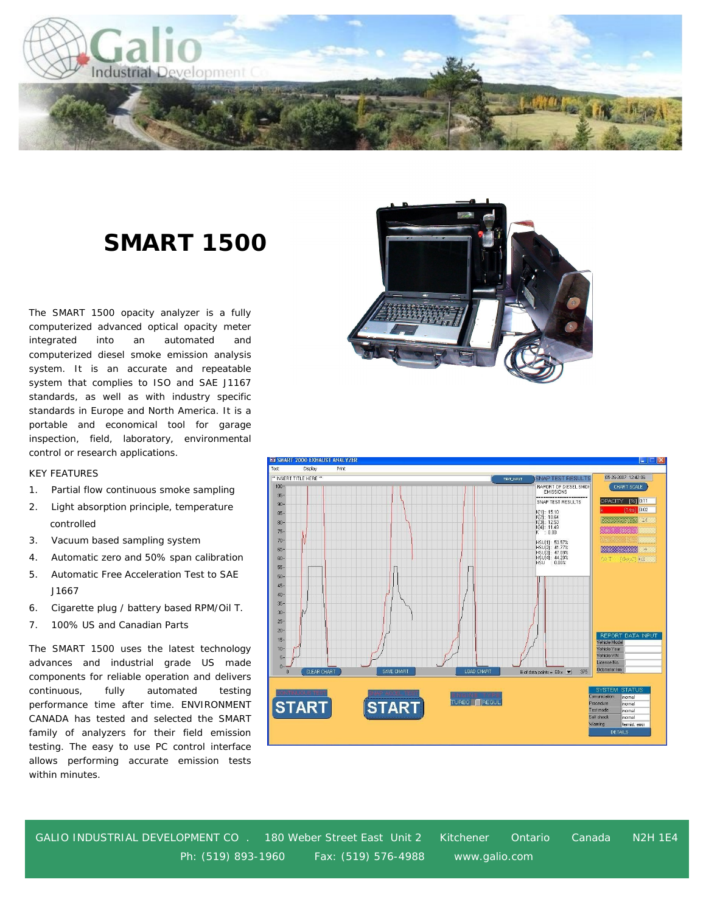# SMART 1500

The SMART 1500 opacity analyzer is a fully computerized advanced optical opacity meter integrated into an automated and computerized diesel smoke emission analysis system. It is an accurate and repeatable system that complies to ISO and SAE J1167 standards, as well as with industry specific standards in Europe and North America. It is a portable and economical tool for garage inspection, field, laboratory, environmental control or research applications.

KEY FEATURES

1. Partial flow continuous smoke sampling
2. Light absorption principle, temperature controlled
3. Vacuum based sampling system
4. Automatic zero and 50% span calibration
5. Automatic Free Acceleration Test to SAE J1667
6. Cigarette plug / battery based RPM/Oil T.
7. 100% US and Canadian Parts

The SMART 1500 uses the latest technology advances and industrial grade US made components for reliable operation and delivers continuous, fully automated testing performance time after time. ENVIRONMENT CANADA has tested and selected the SMART family of analyzers for their field emission testing. The easy to use PC control interface allows performing accurate emission tests within minutes.

GALIO INDUSTRIAL DEVELOPMENT CO . 180 Weber Street East Unit 2 Kitchener Ontario Canada N2H 1E4
Ph: (519) 893-1960 Fax: (519) 576-4988 www.galio.com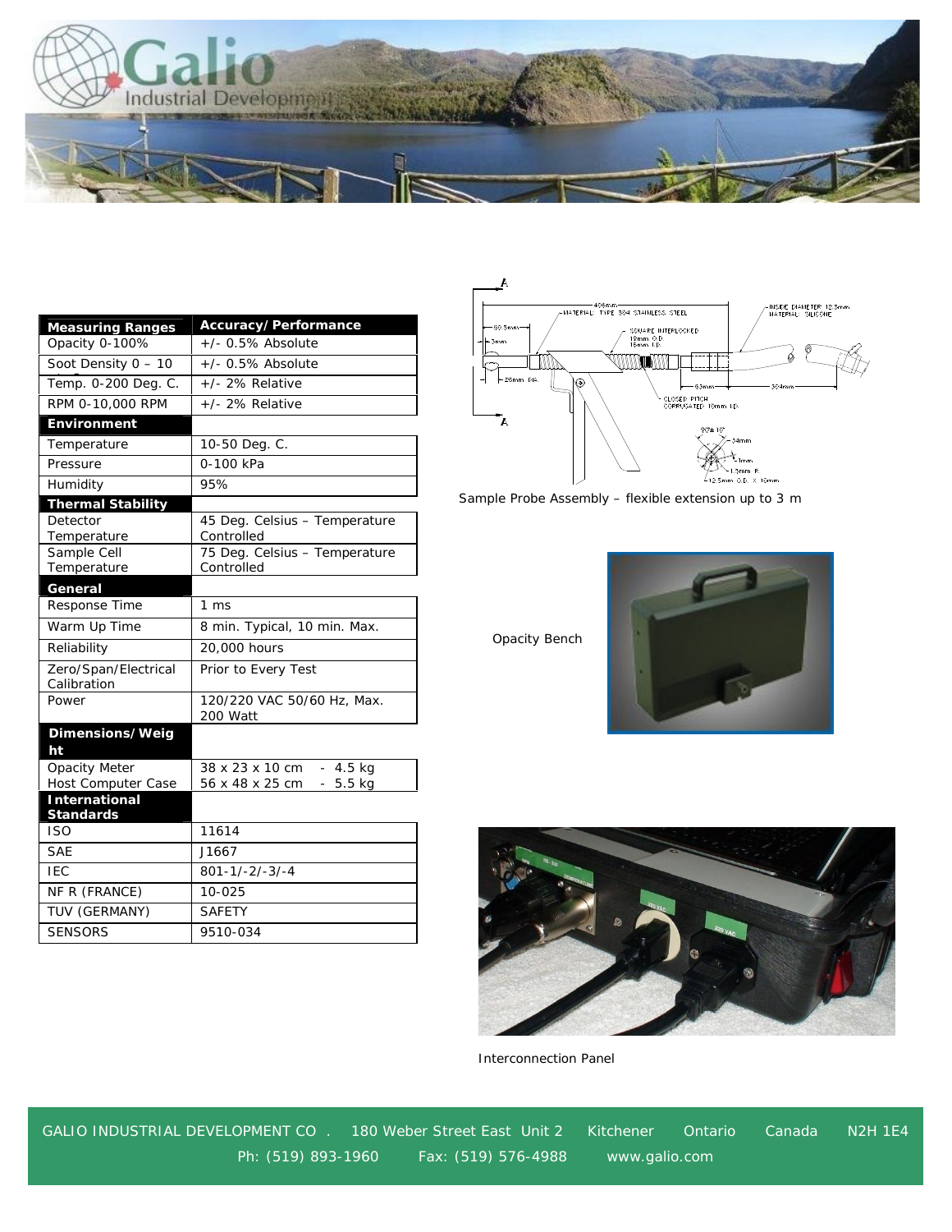| Measuring Ranges | Accuracy/Performance |
|---|---|
| Opacity 0-100% | +/- 0.5% Absolute |
| Soot Density 0 – 10 | +/- 0.5% Absolute |
| Temp. 0-200 Deg. C. | +/- 2% Relative |
| RPM 0-10,000 RPM | +/- 2% Relative |
| **Environment** | |
| Temperature | 10-50 Deg. C. |
| Pressure | 0-100 kPa |
| Humidity | 95% |
| **Thermal Stability** | |
| Detector Temperature | 45 Deg. Celsius – Temperature Controlled |
| Sample Cell Temperature | 75 Deg. Celsius – Temperature Controlled |
| **General** | |
| Response Time | 1 ms |
| Warm Up Time | 8 min. Typical, 10 min. Max. |
| Reliability | 20,000 hours |
| Zero/Span/Electrical Calibration | Prior to Every Test |
| Power | 120/220 VAC 50/60 Hz, Max. 200 Watt |
| **Dimensions/Weight** | |
| Opacity Meter<br>Host Computer Case | 38 x 23 x 10 cm - 4.5 kg<br>56 x 48 x 25 cm - 5.5 kg |
| **International Standards** | |
| ISO | 11614 |
| SAE | J1667 |
| IEC | 801-1/-2/-3/-4 |
| NF R (FRANCE) | 10-025 |
| TUV (GERMANY) | SAFETY |
| SENSORS | 9510-034 |

Sample Probe Assembly – flexible extension up to 3 m

Opacity Bench

Interconnection Panel

GALIO INDUSTRIAL DEVELOPMENT CO . 180 Weber Street East Unit 2 Kitchener Ontario Canada N2H 1E4
Ph: (519) 893-1960 Fax: (519) 576-4988 www.galio.com